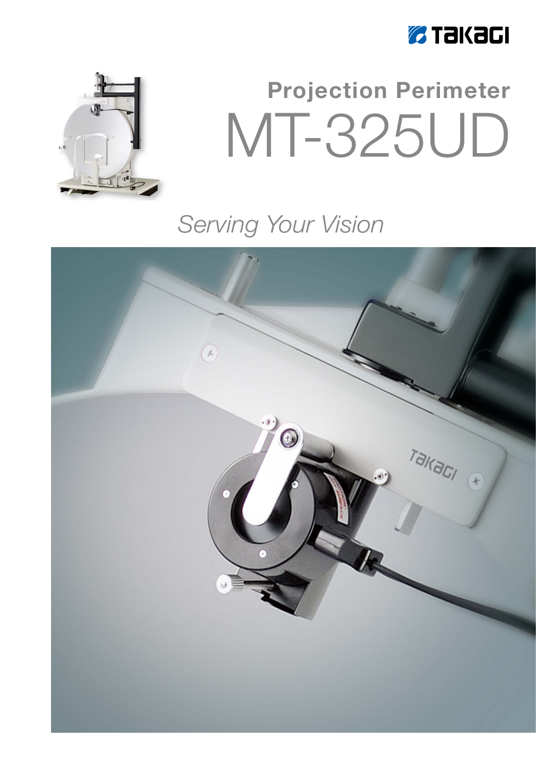TAKAGI

# Projection Perimeter

# MT-325UD

*Serving Your Vision*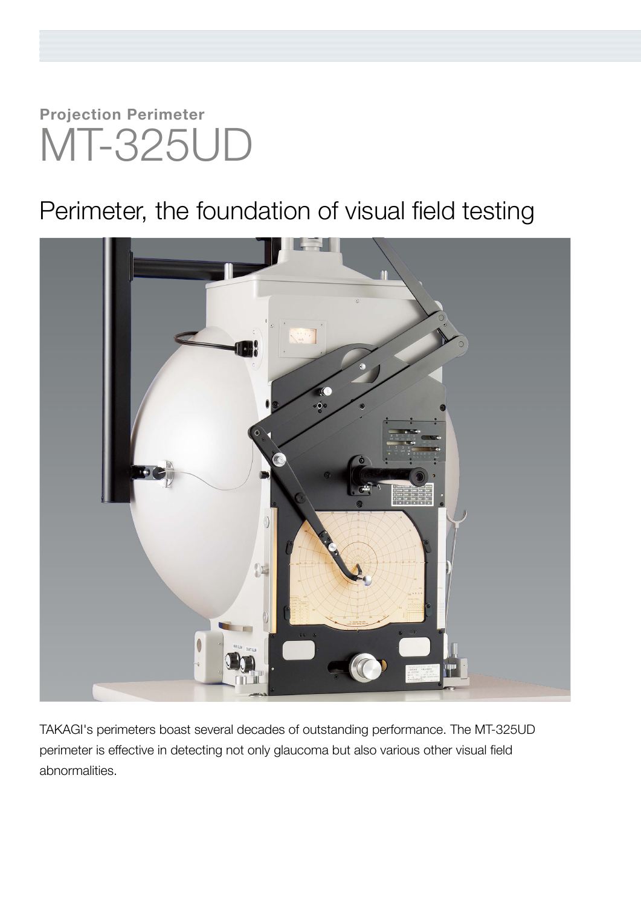**Projection Perimeter**

# MT-325UD

## Perimeter, the foundation of visual field testing

TAKAGI's perimeters boast several decades of outstanding performance. The MT-325UD perimeter is effective in detecting not only glaucoma but also various other visual field abnormalities.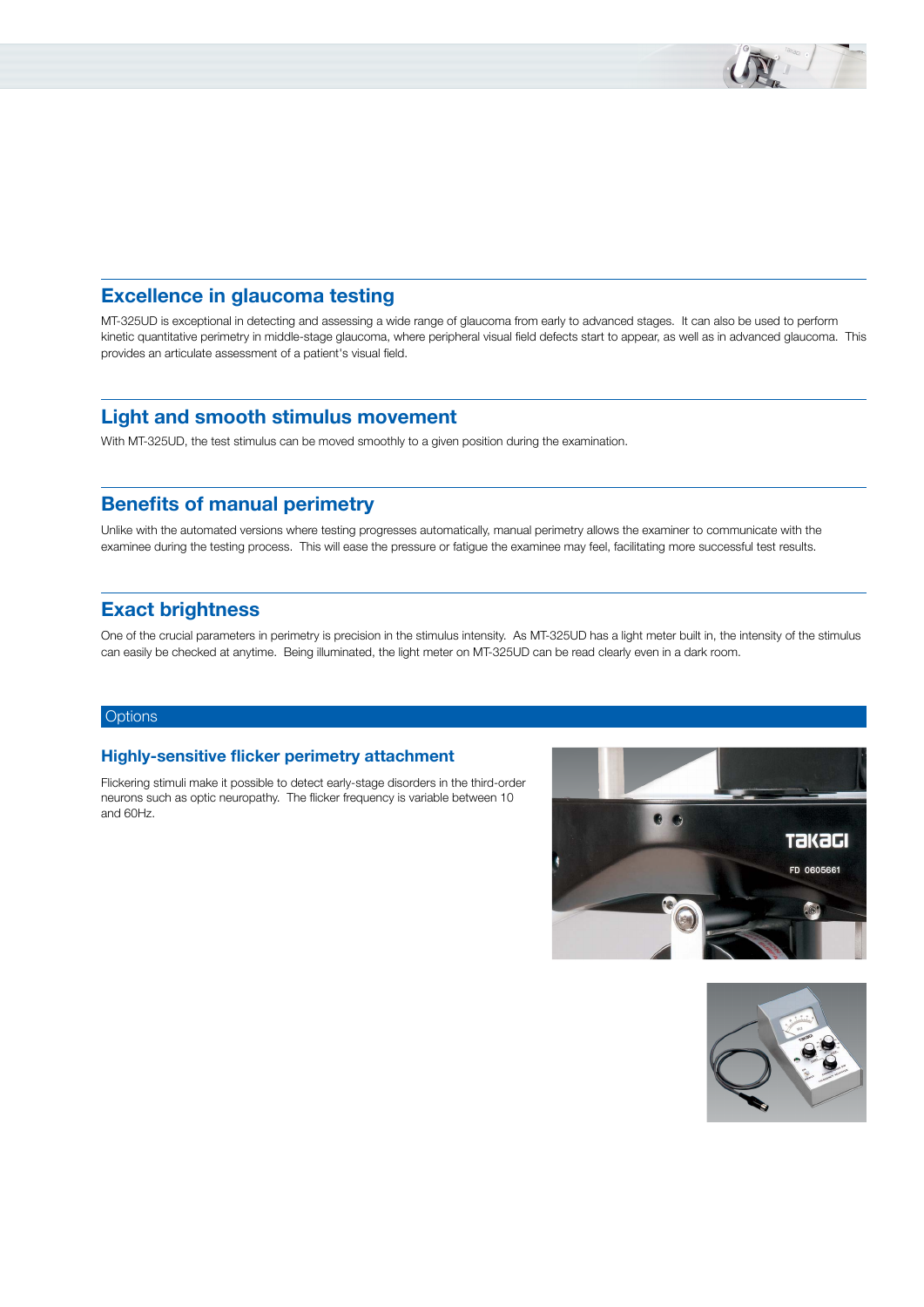## Excellence in glaucoma testing

MT-325UD is exceptional in detecting and assessing a wide range of glaucoma from early to advanced stages. It can also be used to perform kinetic quantitative perimetry in middle-stage glaucoma, where peripheral visual field defects start to appear, as well as in advanced glaucoma. This provides an articulate assessment of a patient's visual field.

## Light and smooth stimulus movement

With MT-325UD, the test stimulus can be moved smoothly to a given position during the examination.

## Benefits of manual perimetry

Unlike with the automated versions where testing progresses automatically, manual perimetry allows the examiner to communicate with the examinee during the testing process. This will ease the pressure or fatigue the examinee may feel, facilitating more successful test results.

## Exact brightness

One of the crucial parameters in perimetry is precision in the stimulus intensity. As MT-325UD has a light meter built in, the intensity of the stimulus can easily be checked at anytime. Being illuminated, the light meter on MT-325UD can be read clearly even in a dark room.

## Options

### Highly-sensitive flicker perimetry attachment

Flickering stimuli make it possible to detect early-stage disorders in the third-order neurons such as optic neuropathy. The flicker frequency is variable between 10 and 60Hz.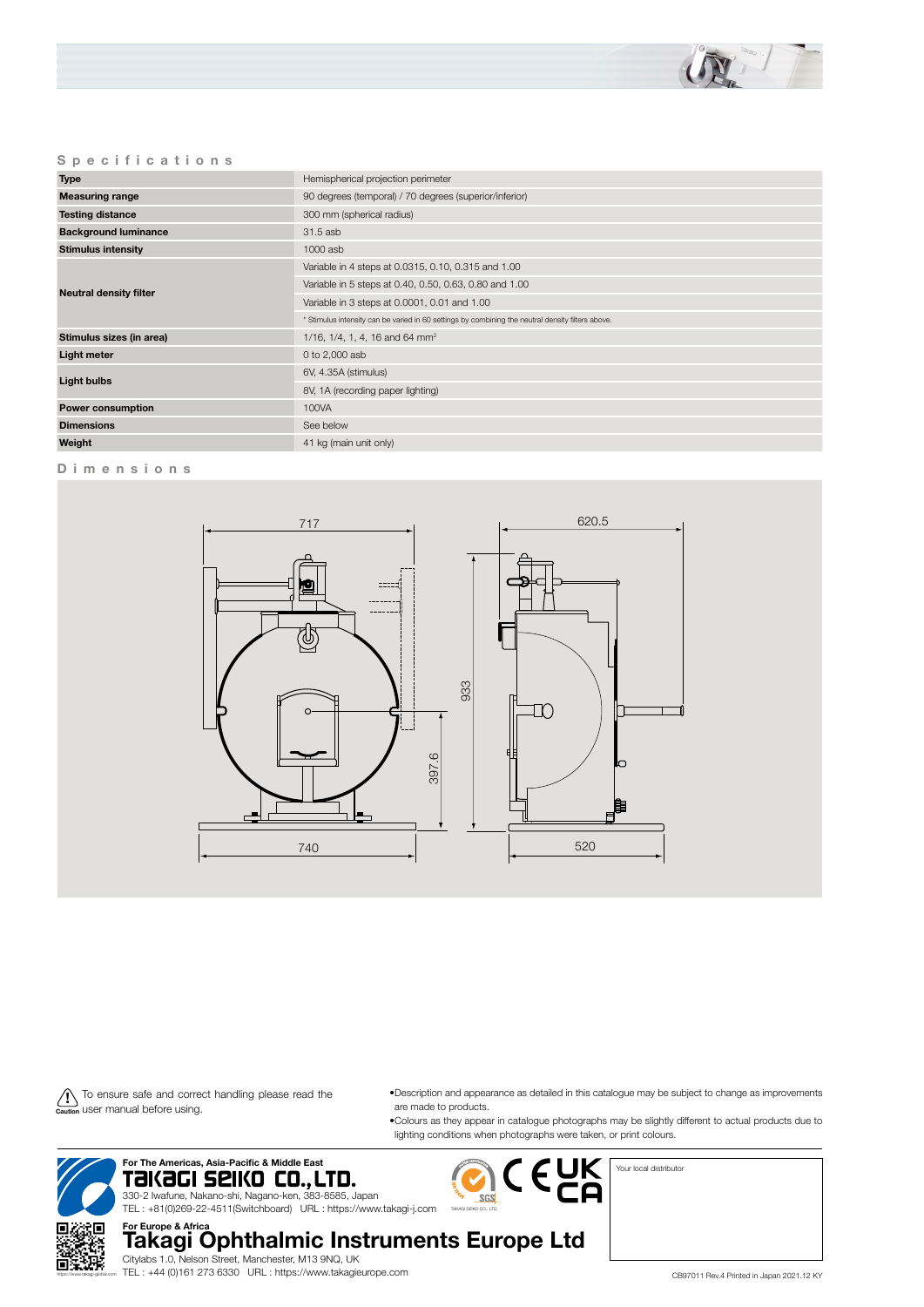## Specifications

| | |
|---|---|
| **Type** | Hemispherical projection perimeter |
| **Measuring range** | 90 degrees (temporal) / 70 degrees (superior/inferior) |
| **Testing distance** | 300 mm (spherical radius) |
| **Background luminance** | 31.5 asb |
| **Stimulus intensity** | 1000 asb |
| **Neutral density filter** | Variable in 4 steps at 0.0315, 0.10, 0.315 and 1.00 |
| | Variable in 5 steps at 0.40, 0.50, 0.63, 0.80 and 1.00 |
| | Variable in 3 steps at 0.0001, 0.01 and 1.00 |
| | * Stimulus intensity can be varied in 60 settings by combining the neutral density filters above. |
| **Stimulus sizes (in area)** | 1/16, 1/4, 1, 4, 16 and 64 mm² |
| **Light meter** | 0 to 2,000 asb |
| **Light bulbs** | 6V, 4.35A (stimulus) |
| | 8V, 1A (recording paper lighting) |
| **Power consumption** | 100VA |
| **Dimensions** | See below |
| **Weight** | 41 kg (main unit only) |

## Dimensions

717
740
397.6
933
620.5
520

⚠ Caution: To ensure safe and correct handling please read the user manual before using.

- Description and appearance as detailed in this catalogue may be subject to change as improvements are made to products.
- Colours as they appear in catalogue photographs may be slightly different to actual products due to lighting conditions when photographs were taken, or print colours.

**For The Americas, Asia-Pacific & Middle East**
**TAKAGI SEIKO CO., LTD.**
330-2 Iwafune, Nakano-shi, Nagano-ken, 383-8585, Japan
TEL : +81(0)269-22-4511(Switchboard) URL : https://www.takagi-j.com

**For Europe & Africa**
**Takagi Ophthalmic Instruments Europe Ltd**
Citylabs 1.0, Nelson Street, Manchester, M13 9NQ, UK
TEL : +44 (0)161 273 6330 URL : https://www.takagieurope.com

Your local distributor

CB97011 Rev.4 Printed in Japan 2021.12 KY